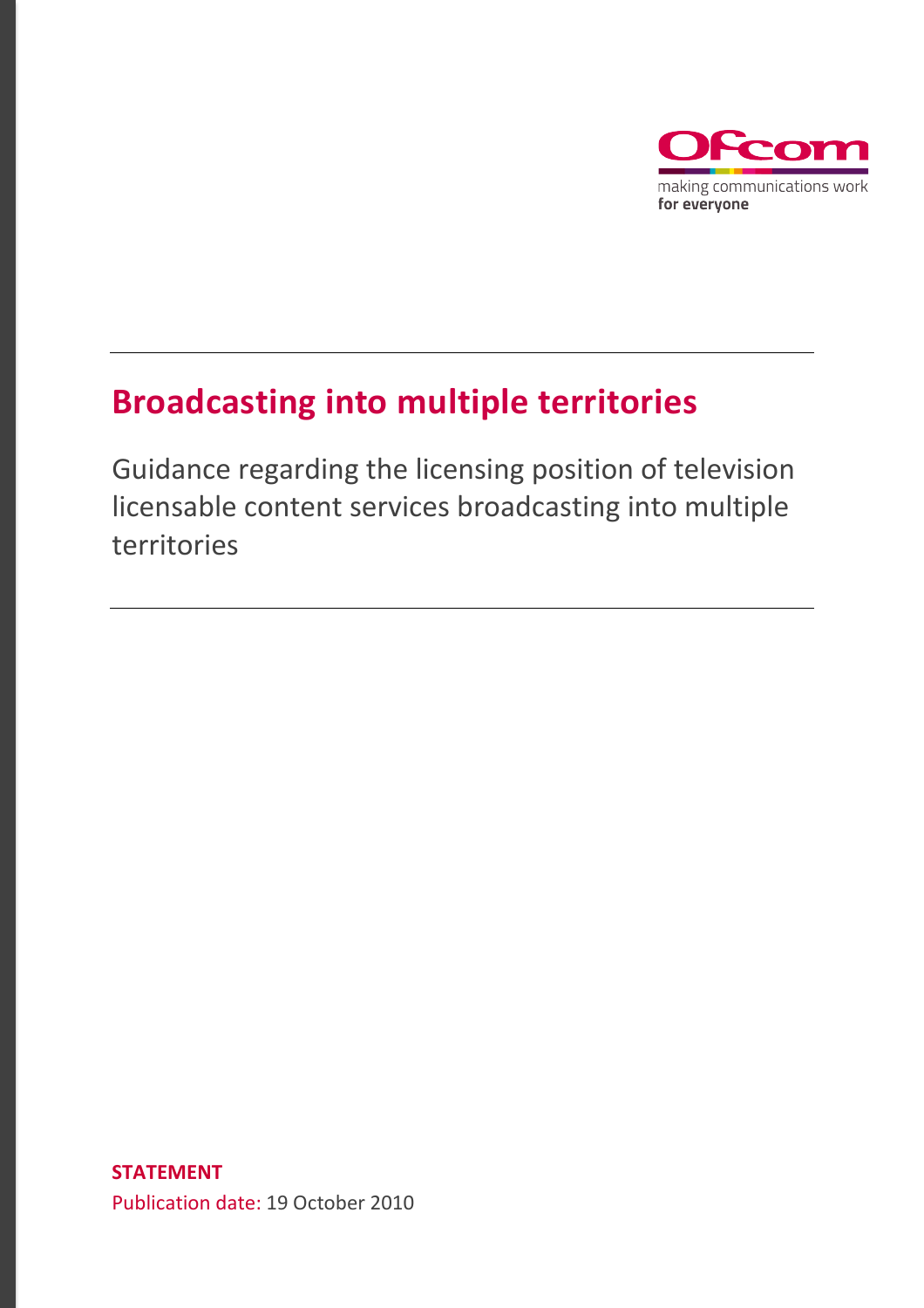Ofcom

making communications work
**for everyone**

# Broadcasting into multiple territories

Guidance regarding the licensing position of television licensable content services broadcasting into multiple territories

**STATEMENT**

Publication date: 19 October 2010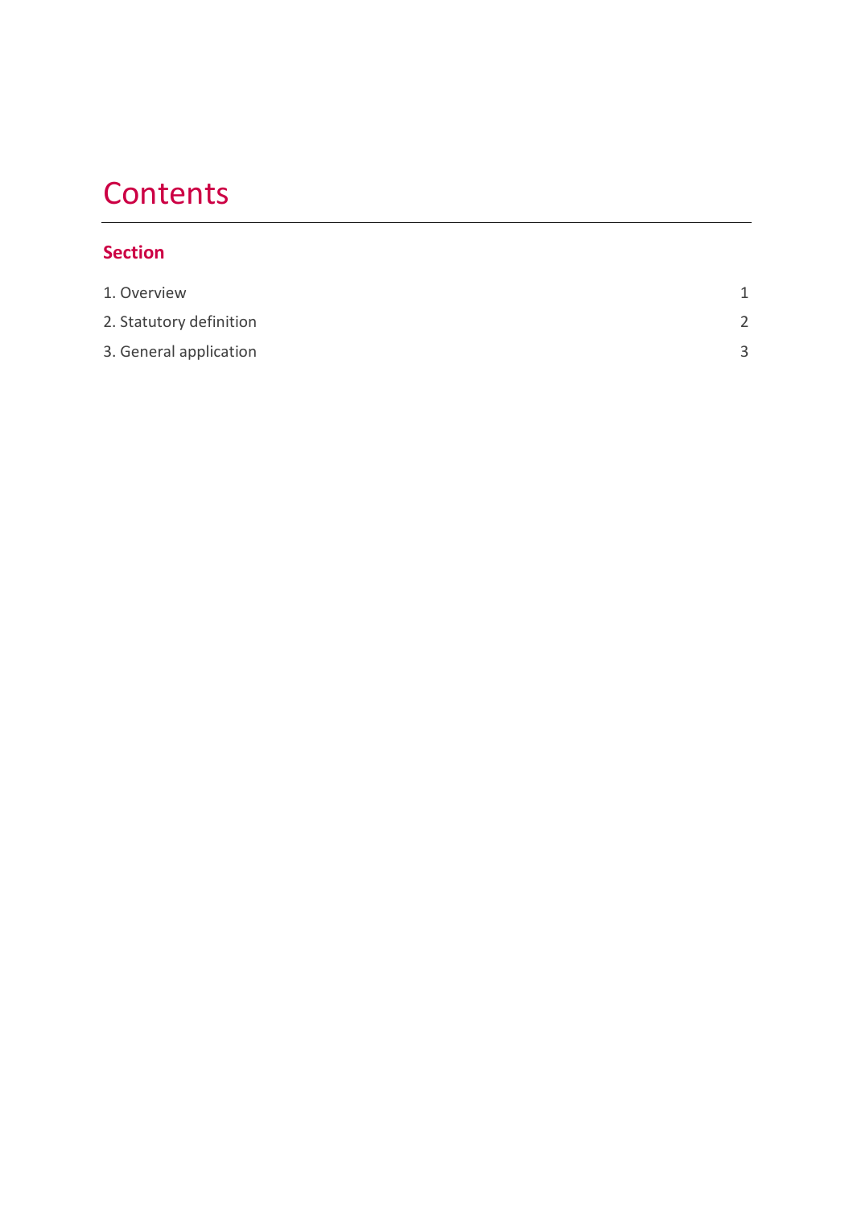# Contents

## Section

| | |
|---|---|
| 1. Overview | 1 |
| 2. Statutory definition | 2 |
| 3. General application | 3 |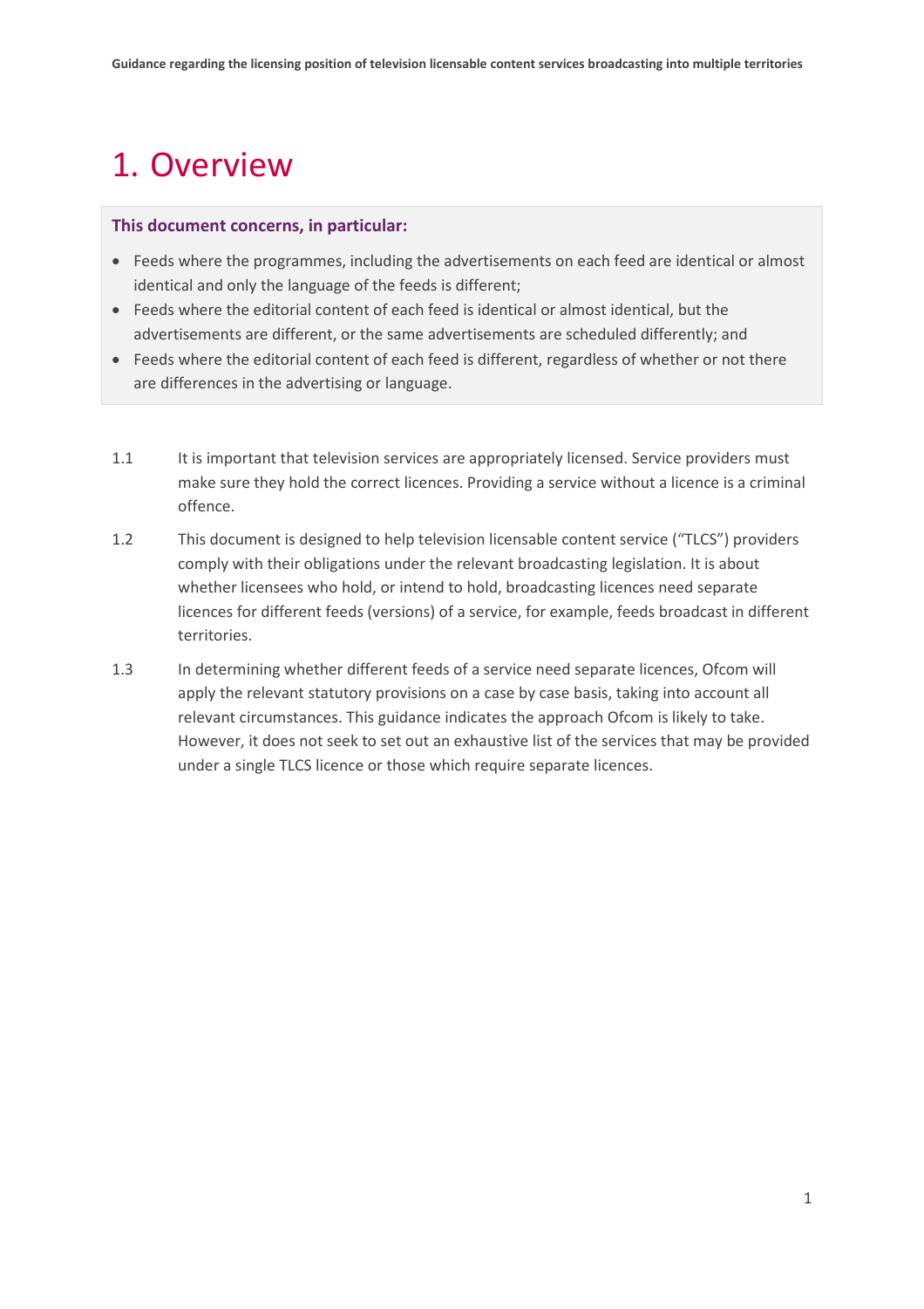# 1. Overview

**This document concerns, in particular:**

- Feeds where the programmes, including the advertisements on each feed are identical or almost identical and only the language of the feeds is different;
- Feeds where the editorial content of each feed is identical or almost identical, but the advertisements are different, or the same advertisements are scheduled differently; and
- Feeds where the editorial content of each feed is different, regardless of whether or not there are differences in the advertising or language.

1.1 It is important that television services are appropriately licensed. Service providers must make sure they hold the correct licences. Providing a service without a licence is a criminal offence.

1.2 This document is designed to help television licensable content service ("TLCS") providers comply with their obligations under the relevant broadcasting legislation. It is about whether licensees who hold, or intend to hold, broadcasting licences need separate licences for different feeds (versions) of a service, for example, feeds broadcast in different territories.

1.3 In determining whether different feeds of a service need separate licences, Ofcom will apply the relevant statutory provisions on a case by case basis, taking into account all relevant circumstances. This guidance indicates the approach Ofcom is likely to take. However, it does not seek to set out an exhaustive list of the services that may be provided under a single TLCS licence or those which require separate licences.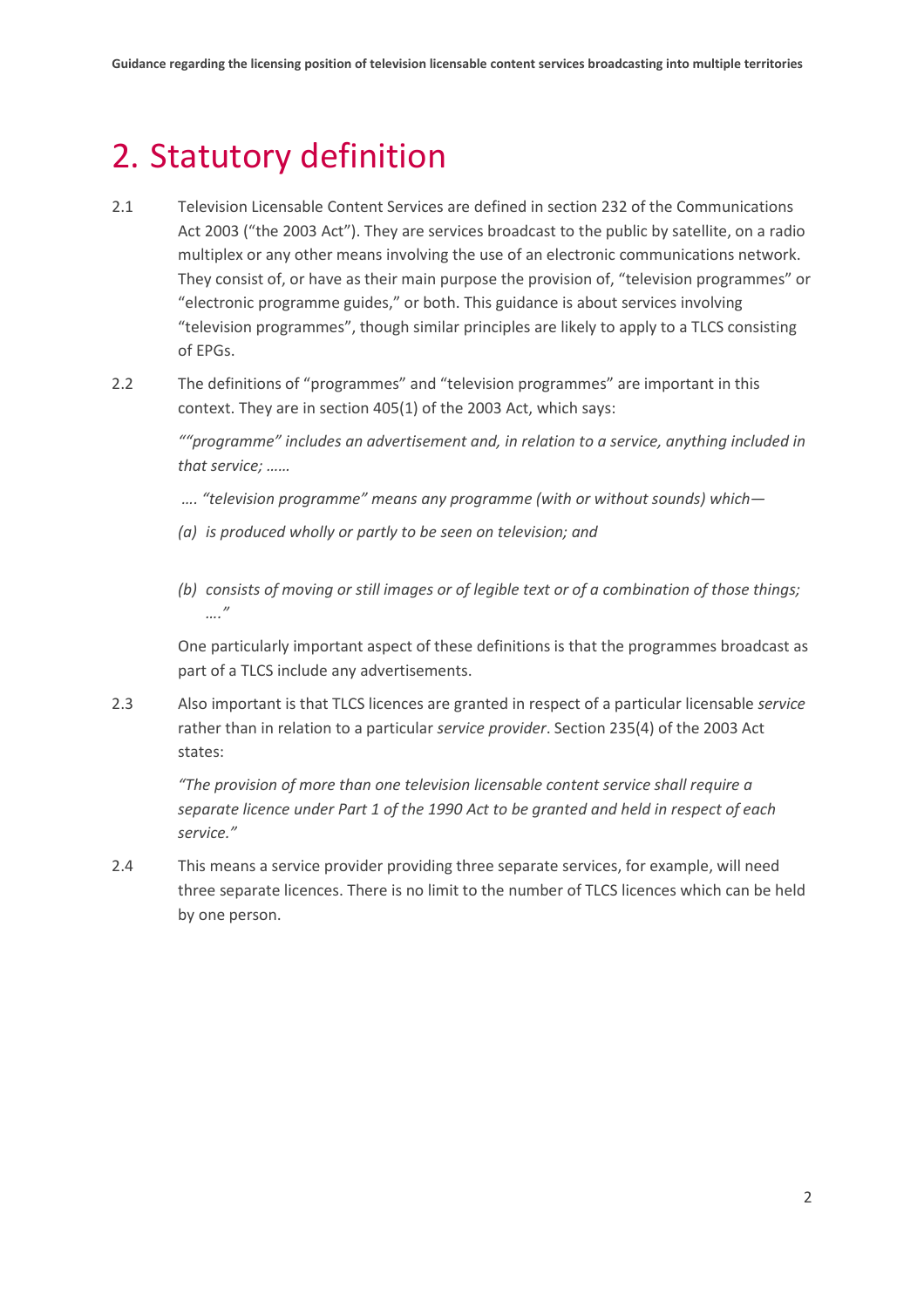# 2. Statutory definition

2.1 Television Licensable Content Services are defined in section 232 of the Communications Act 2003 ("the 2003 Act"). They are services broadcast to the public by satellite, on a radio multiplex or any other means involving the use of an electronic communications network. They consist of, or have as their main purpose the provision of, "television programmes" or "electronic programme guides," or both. This guidance is about services involving "television programmes", though similar principles are likely to apply to a TLCS consisting of EPGs.

2.2 The definitions of "programmes" and "television programmes" are important in this context. They are in section 405(1) of the 2003 Act, which says:

*""programme" includes an advertisement and, in relation to a service, anything included in that service; ……*

*…. "television programme" means any programme (with or without sounds) which—*

*(a) is produced wholly or partly to be seen on television; and*

*(b) consists of moving or still images or of legible text or of a combination of those things; …."*

One particularly important aspect of these definitions is that the programmes broadcast as part of a TLCS include any advertisements.

2.3 Also important is that TLCS licences are granted in respect of a particular licensable *service* rather than in relation to a particular *service provider*. Section 235(4) of the 2003 Act states:

*"The provision of more than one television licensable content service shall require a separate licence under Part 1 of the 1990 Act to be granted and held in respect of each service."*

2.4 This means a service provider providing three separate services, for example, will need three separate licences. There is no limit to the number of TLCS licences which can be held by one person.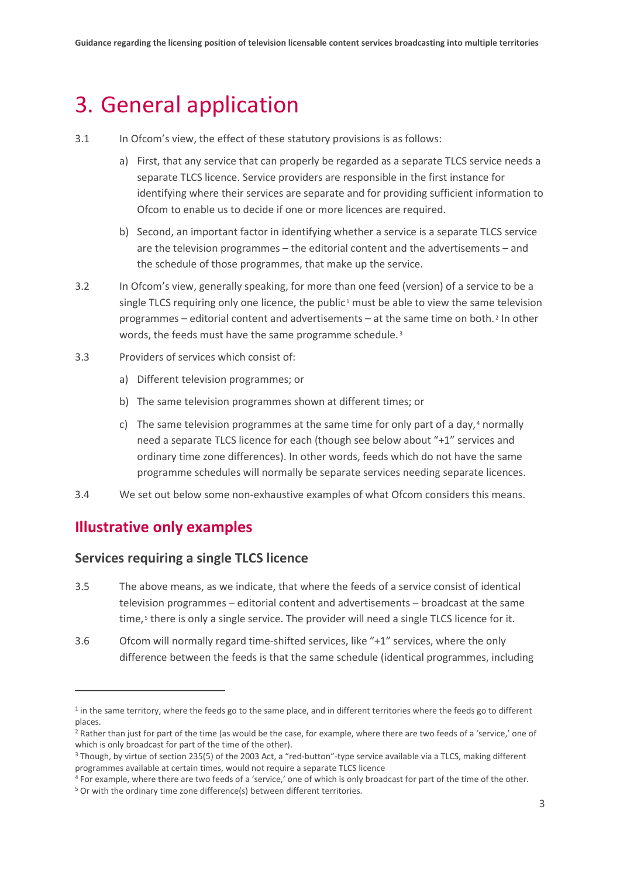# 3. General application

3.1 In Ofcom's view, the effect of these statutory provisions is as follows:

a) First, that any service that can properly be regarded as a separate TLCS service needs a separate TLCS licence. Service providers are responsible in the first instance for identifying where their services are separate and for providing sufficient information to Ofcom to enable us to decide if one or more licences are required.

b) Second, an important factor in identifying whether a service is a separate TLCS service are the television programmes – the editorial content and the advertisements – and the schedule of those programmes, that make up the service.

3.2 In Ofcom's view, generally speaking, for more than one feed (version) of a service to be a single TLCS requiring only one licence, the public[1] must be able to view the same television programmes – editorial content and advertisements – at the same time on both.[2] In other words, the feeds must have the same programme schedule.[3]

3.3 Providers of services which consist of:

a) Different television programmes; or

b) The same television programmes shown at different times; or

c) The same television programmes at the same time for only part of a day,[4] normally need a separate TLCS licence for each (though see below about "+1" services and ordinary time zone differences). In other words, feeds which do not have the same programme schedules will normally be separate services needing separate licences.

3.4 We set out below some non-exhaustive examples of what Ofcom considers this means.

## Illustrative only examples

### Services requiring a single TLCS licence

3.5 The above means, as we indicate, that where the feeds of a service consist of identical television programmes – editorial content and advertisements – broadcast at the same time,[5] there is only a single service. The provider will need a single TLCS licence for it.

3.6 Ofcom will normally regard time-shifted services, like "+1" services, where the only difference between the feeds is that the same schedule (identical programmes, including

---

[1] in the same territory, where the feeds go to the same place, and in different territories where the feeds go to different places.

[2] Rather than just for part of the time (as would be the case, for example, where there are two feeds of a 'service,' one of which is only broadcast for part of the time of the other).

[3] Though, by virtue of section 235(5) of the 2003 Act, a "red-button"-type service available via a TLCS, making different programmes available at certain times, would not require a separate TLCS licence

[4] For example, where there are two feeds of a 'service,' one of which is only broadcast for part of the time of the other.

[5] Or with the ordinary time zone difference(s) between different territories.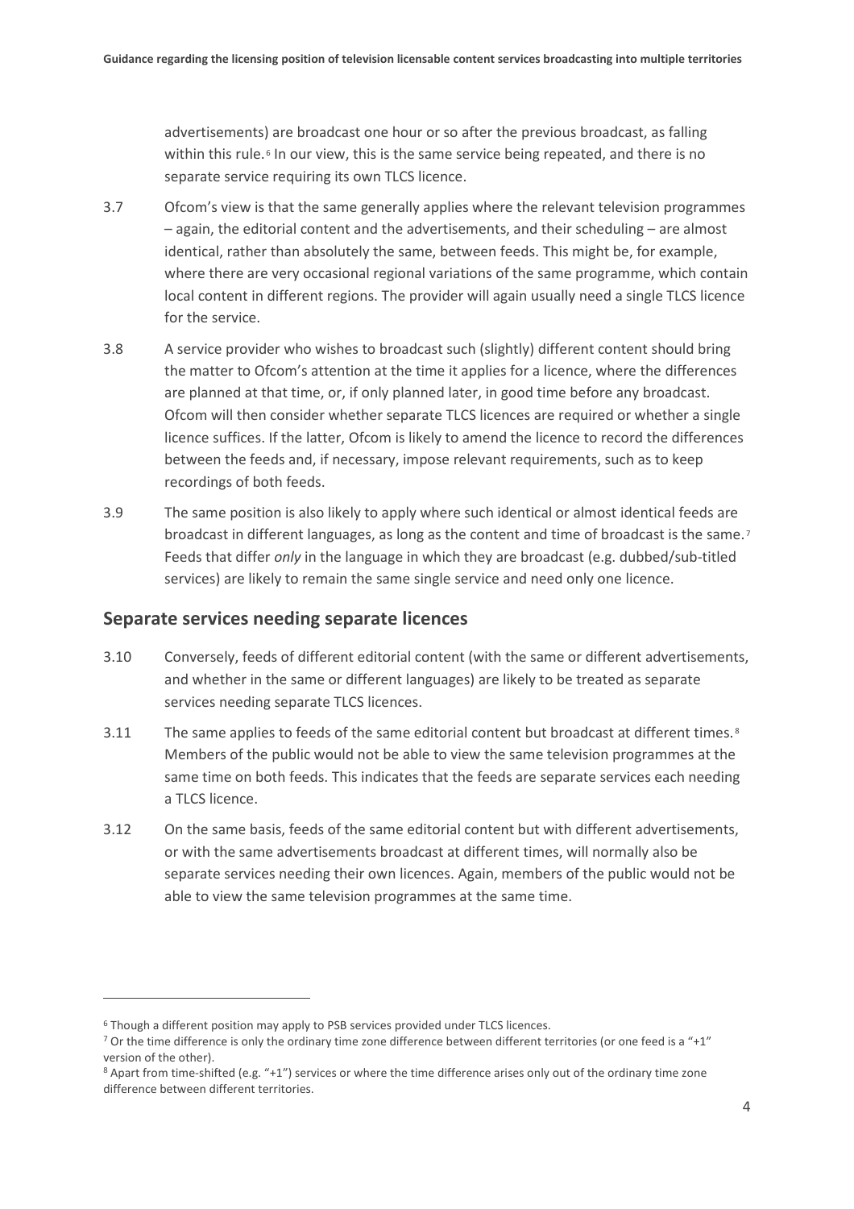advertisements) are broadcast one hour or so after the previous broadcast, as falling within this rule.[6] In our view, this is the same service being repeated, and there is no separate service requiring its own TLCS licence.

3.7 Ofcom's view is that the same generally applies where the relevant television programmes – again, the editorial content and the advertisements, and their scheduling – are almost identical, rather than absolutely the same, between feeds. This might be, for example, where there are very occasional regional variations of the same programme, which contain local content in different regions. The provider will again usually need a single TLCS licence for the service.

3.8 A service provider who wishes to broadcast such (slightly) different content should bring the matter to Ofcom's attention at the time it applies for a licence, where the differences are planned at that time, or, if only planned later, in good time before any broadcast. Ofcom will then consider whether separate TLCS licences are required or whether a single licence suffices. If the latter, Ofcom is likely to amend the licence to record the differences between the feeds and, if necessary, impose relevant requirements, such as to keep recordings of both feeds.

3.9 The same position is also likely to apply where such identical or almost identical feeds are broadcast in different languages, as long as the content and time of broadcast is the same.[7] Feeds that differ *only* in the language in which they are broadcast (e.g. dubbed/sub-titled services) are likely to remain the same single service and need only one licence.

## Separate services needing separate licences

3.10 Conversely, feeds of different editorial content (with the same or different advertisements, and whether in the same or different languages) are likely to be treated as separate services needing separate TLCS licences.

3.11 The same applies to feeds of the same editorial content but broadcast at different times.[8] Members of the public would not be able to view the same television programmes at the same time on both feeds. This indicates that the feeds are separate services each needing a TLCS licence.

3.12 On the same basis, feeds of the same editorial content but with different advertisements, or with the same advertisements broadcast at different times, will normally also be separate services needing their own licences. Again, members of the public would not be able to view the same television programmes at the same time.

---

[6] Though a different position may apply to PSB services provided under TLCS licences.

[7] Or the time difference is only the ordinary time zone difference between different territories (or one feed is a "+1" version of the other).

[8] Apart from time-shifted (e.g. "+1") services or where the time difference arises only out of the ordinary time zone difference between different territories.